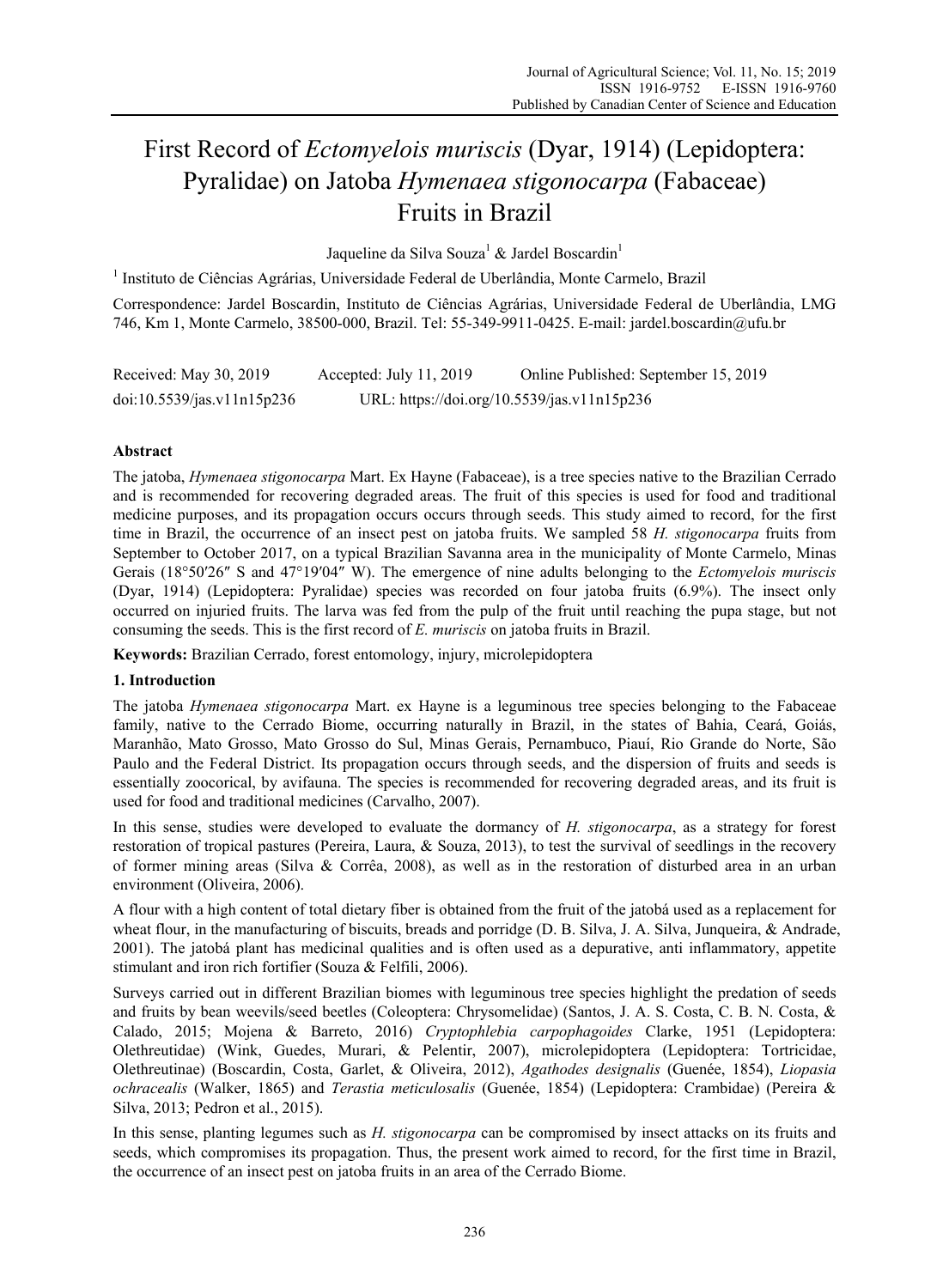# First Record of *Ectomyelois muriscis* (Dyar, 1914) (Lepidoptera: Pyralidae) on Jatoba *Hymenaea stigonocarpa* (Fabaceae) Fruits in Brazil

Jaqueline da Silva Souza[1] & Jardel Boscardin[1]

[1] Instituto de Ciências Agrárias, Universidade Federal de Uberlândia, Monte Carmelo, Brazil

Correspondence: Jardel Boscardin, Instituto de Ciências Agrárias, Universidade Federal de Uberlândia, LMG 746, Km 1, Monte Carmelo, 38500-000, Brazil. Tel: 55-349-9911-0425. E-mail: jardel.boscardin@ufu.br

Received: May 30, 2019 Accepted: July 11, 2019 Online Published: September 15, 2019

doi:10.5539/jas.v11n15p236 URL: https://doi.org/10.5539/jas.v11n15p236

## Abstract

The jatoba, *Hymenaea stigonocarpa* Mart. Ex Hayne (Fabaceae), is a tree species native to the Brazilian Cerrado and is recommended for recovering degraded areas. The fruit of this species is used for food and traditional medicine purposes, and its propagation occurs occurs through seeds. This study aimed to record, for the first time in Brazil, the occurrence of an insect pest on jatoba fruits. We sampled 58 *H. stigonocarpa* fruits from September to October 2017, on a typical Brazilian Savanna area in the municipality of Monte Carmelo, Minas Gerais (18°50′26″ S and 47°19′04″ W). The emergence of nine adults belonging to the *Ectomyelois muriscis* (Dyar, 1914) (Lepidoptera: Pyralidae) species was recorded on four jatoba fruits (6.9%). The insect only occurred on injuried fruits. The larva was fed from the pulp of the fruit until reaching the pupa stage, but not consuming the seeds. This is the first record of *E. muriscis* on jatoba fruits in Brazil.

**Keywords:** Brazilian Cerrado, forest entomology, injury, microlepidoptera

## 1. Introduction

The jatoba *Hymenaea stigonocarpa* Mart. ex Hayne is a leguminous tree species belonging to the Fabaceae family, native to the Cerrado Biome, occurring naturally in Brazil, in the states of Bahia, Ceará, Goiás, Maranhão, Mato Grosso, Mato Grosso do Sul, Minas Gerais, Pernambuco, Piauí, Rio Grande do Norte, São Paulo and the Federal District. Its propagation occurs through seeds, and the dispersion of fruits and seeds is essentially zoocorical, by avifauna. The species is recommended for recovering degraded areas, and its fruit is used for food and traditional medicines (Carvalho, 2007).

In this sense, studies were developed to evaluate the dormancy of *H. stigonocarpa*, as a strategy for forest restoration of tropical pastures (Pereira, Laura, & Souza, 2013), to test the survival of seedlings in the recovery of former mining areas (Silva & Corrêa, 2008), as well as in the restoration of disturbed area in an urban environment (Oliveira, 2006).

A flour with a high content of total dietary fiber is obtained from the fruit of the jatobá used as a replacement for wheat flour, in the manufacturing of biscuits, breads and porridge (D. B. Silva, J. A. Silva, Junqueira, & Andrade, 2001). The jatobá plant has medicinal qualities and is often used as a depurative, anti inflammatory, appetite stimulant and iron rich fortifier (Souza & Felfili, 2006).

Surveys carried out in different Brazilian biomes with leguminous tree species highlight the predation of seeds and fruits by bean weevils/seed beetles (Coleoptera: Chrysomelidae) (Santos, J. A. S. Costa, C. B. N. Costa, & Calado, 2015; Mojena & Barreto, 2016) *Cryptophlebia carpophagoides* Clarke, 1951 (Lepidoptera: Olethreutidae) (Wink, Guedes, Murari, & Pelentir, 2007), microlepidoptera (Lepidoptera: Tortricidae, Olethreutinae) (Boscardin, Costa, Garlet, & Oliveira, 2012), *Agathodes designalis* (Guenée, 1854), *Liopasia ochracealis* (Walker, 1865) and *Terastia meticulosalis* (Guenée, 1854) (Lepidoptera: Crambidae) (Pereira & Silva, 2013; Pedron et al., 2015).

In this sense, planting legumes such as *H. stigonocarpa* can be compromised by insect attacks on its fruits and seeds, which compromises its propagation. Thus, the present work aimed to record, for the first time in Brazil, the occurrence of an insect pest on jatoba fruits in an area of the Cerrado Biome.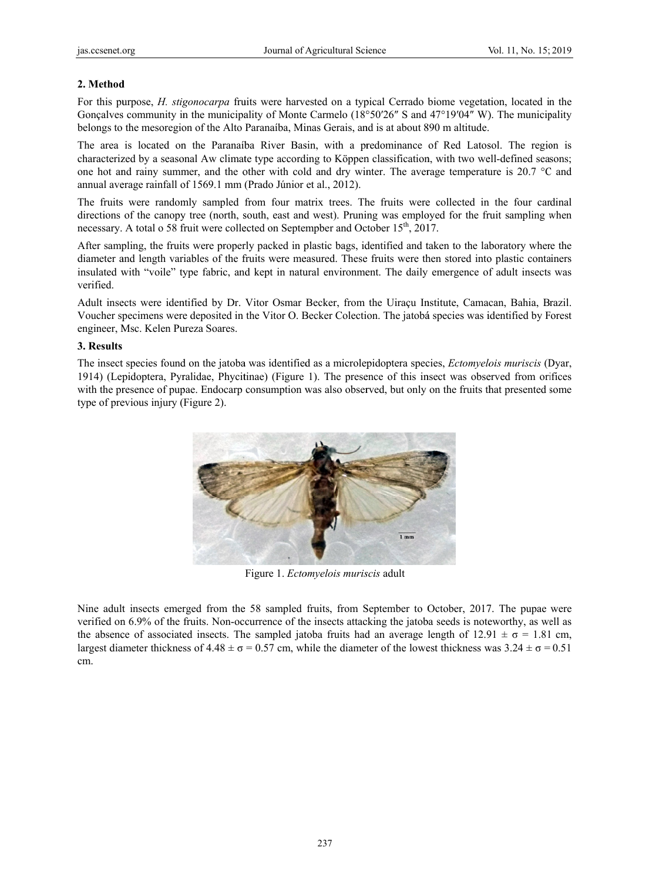## 2. Method

For this purpose, *H. stigonocarpa* fruits were harvested on a typical Cerrado biome vegetation, located in the Gonçalves community in the municipality of Monte Carmelo (18°50′26″ S and 47°19′04″ W). The municipality belongs to the mesoregion of the Alto Paranaíba, Minas Gerais, and is at about 890 m altitude.

The area is located on the Paranaíba River Basin, with a predominance of Red Latosol. The region is characterized by a seasonal Aw climate type according to Köppen classification, with two well-defined seasons; one hot and rainy summer, and the other with cold and dry winter. The average temperature is 20.7 °C and annual average rainfall of 1569.1 mm (Prado Júnior et al., 2012).

The fruits were randomly sampled from four matrix trees. The fruits were collected in the four cardinal directions of the canopy tree (north, south, east and west). Pruning was employed for the fruit sampling when necessary. A total o 58 fruit were collected on Septempber and October 15th, 2017.

After sampling, the fruits were properly packed in plastic bags, identified and taken to the laboratory where the diameter and length variables of the fruits were measured. These fruits were then stored into plastic containers insulated with "voile" type fabric, and kept in natural environment. The daily emergence of adult insects was verified.

Adult insects were identified by Dr. Vitor Osmar Becker, from the Uiraçu Institute, Camacan, Bahia, Brazil. Voucher specimens were deposited in the Vitor O. Becker Colection. The jatobá species was identified by Forest engineer, Msc. Kelen Pureza Soares.

## 3. Results

The insect species found on the jatoba was identified as a microlepidoptera species, *Ectomyelois muriscis* (Dyar, 1914) (Lepidoptera, Pyralidae, Phycitinae) (Figure 1). The presence of this insect was observed from orifices with the presence of pupae. Endocarp consumption was also observed, but only on the fruits that presented some type of previous injury (Figure 2).

Figure 1. *Ectomyelois muriscis* adult

Nine adult insects emerged from the 58 sampled fruits, from September to October, 2017. The pupae were verified on 6.9% of the fruits. Non-occurrence of the insects attacking the jatoba seeds is noteworthy, as well as the absence of associated insects. The sampled jatoba fruits had an average length of $12.91 \pm \sigma = 1.81$ cm, largest diameter thickness of $4.48 \pm \sigma = 0.57$ cm, while the diameter of the lowest thickness was $3.24 \pm \sigma = 0.51$ cm.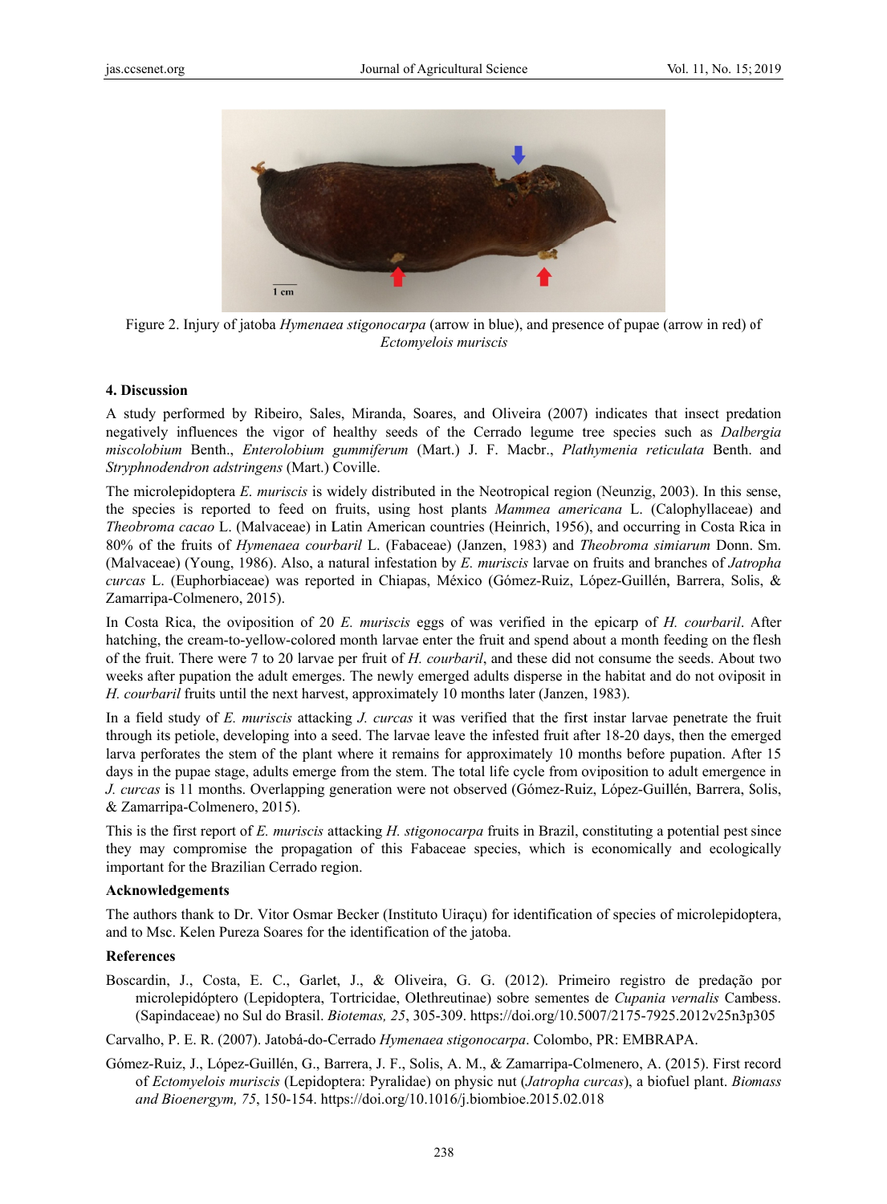Figure 2. Injury of jatoba *Hymenaea stigonocarpa* (arrow in blue), and presence of pupae (arrow in red) of *Ectomyelois muriscis*

## 4. Discussion

A study performed by Ribeiro, Sales, Miranda, Soares, and Oliveira (2007) indicates that insect predation negatively influences the vigor of healthy seeds of the Cerrado legume tree species such as *Dalbergia miscolobium* Benth., *Enterolobium gummiferum* (Mart.) J. F. Macbr., *Plathymenia reticulata* Benth. and *Stryphnodendron adstringens* (Mart.) Coville.

The microlepidoptera *E. muriscis* is widely distributed in the Neotropical region (Neunzig, 2003). In this sense, the species is reported to feed on fruits, using host plants *Mammea americana* L. (Calophyllaceae) and *Theobroma cacao* L. (Malvaceae) in Latin American countries (Heinrich, 1956), and occurring in Costa Rica in 80% of the fruits of *Hymenaea courbaril* L. (Fabaceae) (Janzen, 1983) and *Theobroma simiarum* Donn. Sm. (Malvaceae) (Young, 1986). Also, a natural infestation by *E. muriscis* larvae on fruits and branches of *Jatropha curcas* L. (Euphorbiaceae) was reported in Chiapas, México (Gómez-Ruiz, López-Guillén, Barrera, Solis, & Zamarripa-Colmenero, 2015).

In Costa Rica, the oviposition of 20 *E. muriscis* eggs of was verified in the epicarp of *H. courbaril*. After hatching, the cream-to-yellow-colored month larvae enter the fruit and spend about a month feeding on the flesh of the fruit. There were 7 to 20 larvae per fruit of *H. courbaril*, and these did not consume the seeds. About two weeks after pupation the adult emerges. The newly emerged adults disperse in the habitat and do not oviposit in *H. courbaril* fruits until the next harvest, approximately 10 months later (Janzen, 1983).

In a field study of *E. muriscis* attacking *J. curcas* it was verified that the first instar larvae penetrate the fruit through its petiole, developing into a seed. The larvae leave the infested fruit after 18-20 days, then the emerged larva perforates the stem of the plant where it remains for approximately 10 months before pupation. After 15 days in the pupae stage, adults emerge from the stem. The total life cycle from oviposition to adult emergence in *J. curcas* is 11 months. Overlapping generation were not observed (Gómez-Ruiz, López-Guillén, Barrera, Solis, & Zamarripa-Colmenero, 2015).

This is the first report of *E. muriscis* attacking *H. stigonocarpa* fruits in Brazil, constituting a potential pest since they may compromise the propagation of this Fabaceae species, which is economically and ecologically important for the Brazilian Cerrado region.

### Acknowledgements

The authors thank to Dr. Vitor Osmar Becker (Instituto Uiraçu) for identification of species of microlepidoptera, and to Msc. Kelen Pureza Soares for the identification of the jatoba.

### References

Boscardin, J., Costa, E. C., Garlet, J., & Oliveira, G. G. (2012). Primeiro registro de predação por microlepidóptero (Lepidoptera, Tortricidae, Olethreutinae) sobre sementes de *Cupania vernalis* Cambess. (Sapindaceae) no Sul do Brasil. *Biotemas, 25*, 305-309. https://doi.org/10.5007/2175-7925.2012v25n3p305

Carvalho, P. E. R. (2007). Jatobá-do-Cerrado *Hymenaea stigonocarpa*. Colombo, PR: EMBRAPA.

Gómez-Ruiz, J., López-Guillén, G., Barrera, J. F., Solis, A. M., & Zamarripa-Colmenero, A. (2015). First record of *Ectomyelois muriscis* (Lepidoptera: Pyralidae) on physic nut (*Jatropha curcas*), a biofuel plant. *Biomass and Bioenergym, 75*, 150-154. https://doi.org/10.1016/j.biombioe.2015.02.018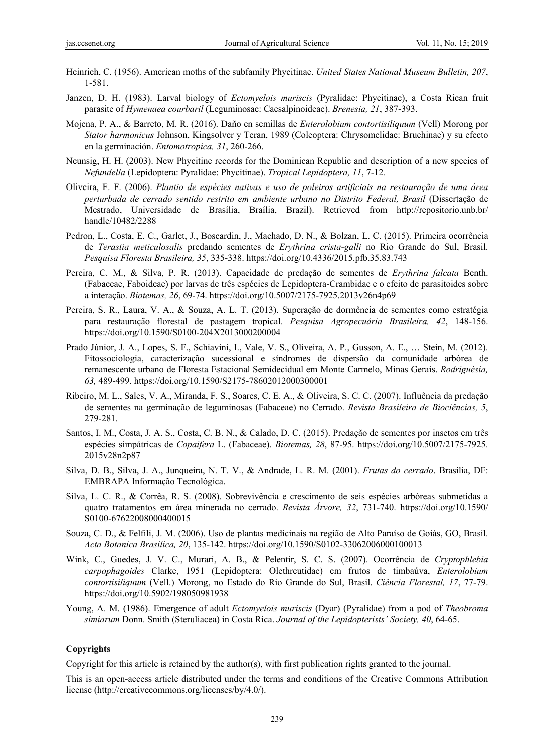Heinrich, C. (1956). American moths of the subfamily Phycitinae. *United States National Museum Bulletin, 207*, 1-581.

Janzen, D. H. (1983). Larval biology of *Ectomyelois muriscis* (Pyralidae: Phycitinae), a Costa Rican fruit parasite of *Hymenaea courbaril* (Leguminosae: Caesalpinoideae). *Brenesia, 21*, 387-393.

Mojena, P. A., & Barreto, M. R. (2016). Daño en semillas de *Enterolobium contortisiliquum* (Vell) Morong por *Stator harmonicus* Johnson, Kingsolver y Teran, 1989 (Coleoptera: Chrysomelidae: Bruchinae) y su efecto en la germinación. *Entomotropica, 31*, 260-266.

Neunsig, H. H. (2003). New Phycitine records for the Dominican Republic and description of a new species of *Nefundella* (Lepidoptera: Pyralidae: Phycitinae). *Tropical Lepidoptera, 11*, 7-12.

Oliveira, F. F. (2006). *Plantio de espécies nativas e uso de poleiros artificiais na restauração de uma área perturbada de cerrado sentido restrito em ambiente urbano no Distrito Federal, Brasil* (Dissertação de Mestrado, Universidade de Brasília, Braília, Brazil). Retrieved from http://repositorio.unb.br/handle/10482/2288

Pedron, L., Costa, E. C., Garlet, J., Boscardin, J., Machado, D. N., & Bolzan, L. C. (2015). Primeira ocorrência de *Terastia meticulosalis* predando sementes de *Erythrina crista-galli* no Rio Grande do Sul, Brasil. *Pesquisa Floresta Brasileira, 35*, 335-338. https://doi.org/10.4336/2015.pfb.35.83.743

Pereira, C. M., & Silva, P. R. (2013). Capacidade de predação de sementes de *Erythrina falcata* Benth. (Fabaceae, Faboideae) por larvas de três espécies de Lepidoptera-Crambidae e o efeito de parasitoides sobre a interação. *Biotemas, 26*, 69-74. https://doi.org/10.5007/2175-7925.2013v26n4p69

Pereira, S. R., Laura, V. A., & Souza, A. L. T. (2013). Superação de dormência de sementes como estratégia para restauração florestal de pastagem tropical. *Pesquisa Agropecuária Brasileira, 42*, 148-156. https://doi.org/10.1590/S0100-204X2013000200004

Prado Júnior, J. A., Lopes, S. F., Schiavini, I., Vale, V. S., Oliveira, A. P., Gusson, A. E., … Stein, M. (2012). Fitossociologia, caracterização sucessional e síndromes de dispersão da comunidade arbórea de remanescente urbano de Floresta Estacional Semidecidual em Monte Carmelo, Minas Gerais. *Rodriguésia, 63,* 489-499. https://doi.org/10.1590/S2175-78602012000300001

Ribeiro, M. L., Sales, V. A., Miranda, F. S., Soares, C. E. A., & Oliveira, S. C. C. (2007). Influência da predação de sementes na germinação de leguminosas (Fabaceae) no Cerrado. *Revista Brasileira de Biociências, 5*, 279-281.

Santos, I. M., Costa, J. A. S., Costa, C. B. N., & Calado, D. C. (2015). Predação de sementes por insetos em três espécies simpátricas de *Copaifera* L. (Fabaceae). *Biotemas, 28*, 87-95. https://doi.org/10.5007/2175-7925.2015v28n2p87

Silva, D. B., Silva, J. A., Junqueira, N. T. V., & Andrade, L. R. M. (2001). *Frutas do cerrado*. Brasília, DF: EMBRAPA Informação Tecnológica.

Silva, L. C. R., & Corrêa, R. S. (2008). Sobrevivência e crescimento de seis espécies arbóreas submetidas a quatro tratamentos em área minerada no cerrado. *Revista Árvore, 32*, 731-740. https://doi.org/10.1590/S0100-67622008000400015

Souza, C. D., & Felfili, J. M. (2006). Uso de plantas medicinais na região de Alto Paraíso de Goiás, GO, Brasil. *Acta Botanica Brasilica, 20*, 135-142. https://doi.org/10.1590/S0102-33062006000100013

Wink, C., Guedes, J. V. C., Murari, A. B., & Pelentir, S. C. S. (2007). Ocorrência de *Cryptophlebia carpophagoides* Clarke, 1951 (Lepidoptera: Olethreutidae) em frutos de timbaúva, *Enterolobium contortisiliquum* (Vell.) Morong, no Estado do Rio Grande do Sul, Brasil. *Ciência Florestal, 17*, 77-79. https://doi.org/10.5902/198050981938

Young, A. M. (1986). Emergence of adult *Ectomyelois muriscis* (Dyar) (Pyralidae) from a pod of *Theobroma simiarum* Donn. Smith (Steruliacea) in Costa Rica. *Journal of the Lepidopterists' Society, 40*, 64-65.

**Copyrights**

Copyright for this article is retained by the author(s), with first publication rights granted to the journal.

This is an open-access article distributed under the terms and conditions of the Creative Commons Attribution license (http://creativecommons.org/licenses/by/4.0/).